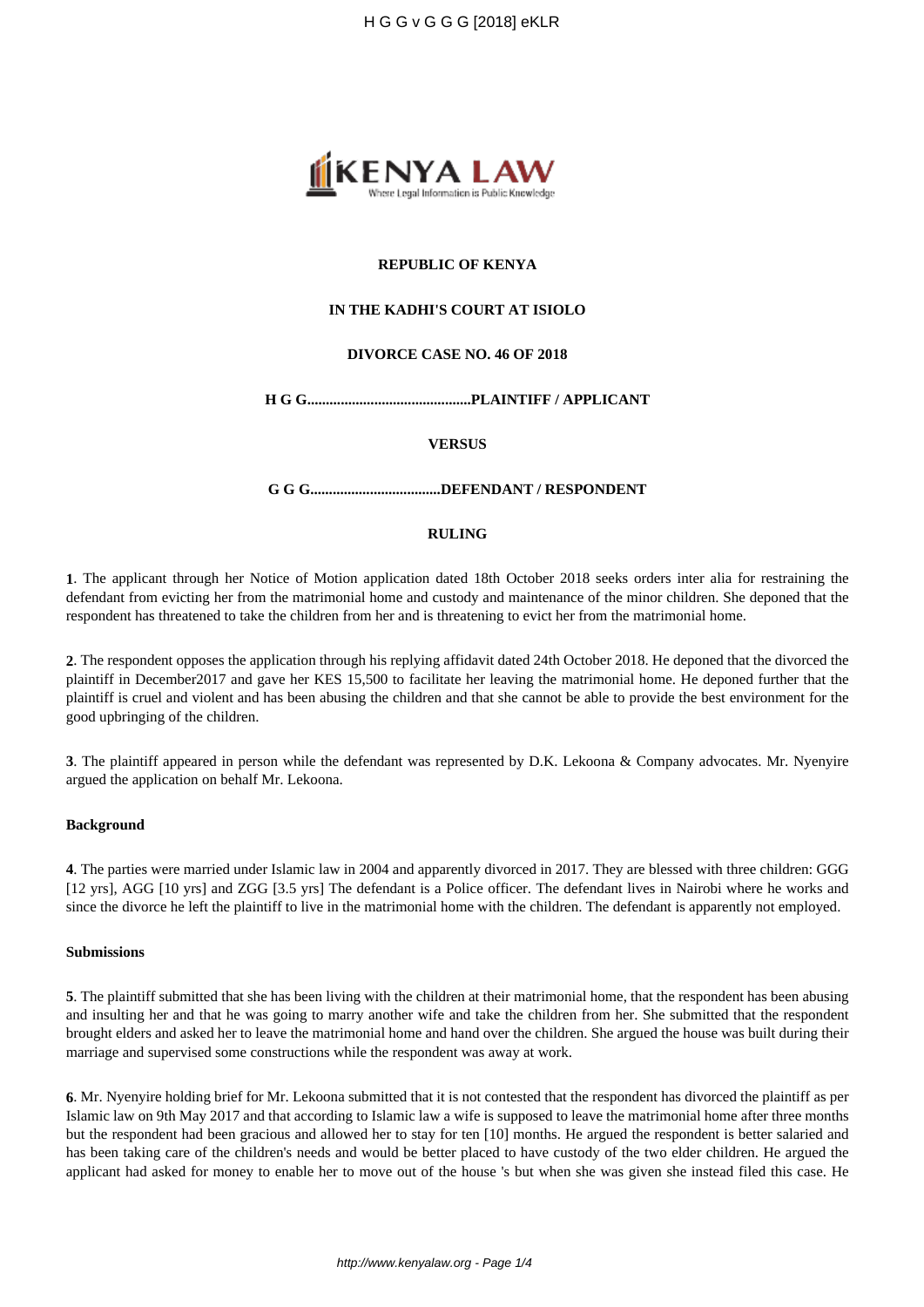**REPUBLIC OF KENYA**

**IN THE KADHI'S COURT AT ISIOLO**

**DIVORCE CASE NO. 46 OF 2018**

**H G G..........................................PLAINTIFF / APPLICANT**

**VERSUS**

**G G G..................................DEFENDANT / RESPONDENT**

**RULING**

**1**. The applicant through her Notice of Motion application dated 18th October 2018 seeks orders inter alia for restraining the defendant from evicting her from the matrimonial home and custody and maintenance of the minor children. She deponed that the respondent has threatened to take the children from her and is threatening to evict her from the matrimonial home.

**2**. The respondent opposes the application through his replying affidavit dated 24th October 2018. He deponed that the divorced the plaintiff in December2017 and gave her KES 15,500 to facilitate her leaving the matrimonial home. He deponed further that the plaintiff is cruel and violent and has been abusing the children and that she cannot be able to provide the best environment for the good upbringing of the children.

**3**. The plaintiff appeared in person while the defendant was represented by D.K. Lekoona & Company advocates. Mr. Nyenyire argued the application on behalf Mr. Lekoona.

**Background**

**4**. The parties were married under Islamic law in 2004 and apparently divorced in 2017. They are blessed with three children: GGG [12 yrs], AGG [10 yrs] and ZGG [3.5 yrs] The defendant is a Police officer. The defendant lives in Nairobi where he works and since the divorce he left the plaintiff to live in the matrimonial home with the children. The defendant is apparently not employed.

**Submissions**

**5**. The plaintiff submitted that she has been living with the children at their matrimonial home, that the respondent has been abusing and insulting her and that he was going to marry another wife and take the children from her. She submitted that the respondent brought elders and asked her to leave the matrimonial home and hand over the children. She argued the house was built during their marriage and supervised some constructions while the respondent was away at work.

**6**. Mr. Nyenyire holding brief for Mr. Lekoona submitted that it is not contested that the respondent has divorced the plaintiff as per Islamic law on 9th May 2017 and that according to Islamic law a wife is supposed to leave the matrimonial home after three months but the respondent had been gracious and allowed her to stay for ten [10] months. He argued the respondent is better salaried and has been taking care of the children's needs and would be better placed to have custody of the two elder children. He argued the applicant had asked for money to enable her to move out of the house 's but when she was given she instead filed this case. He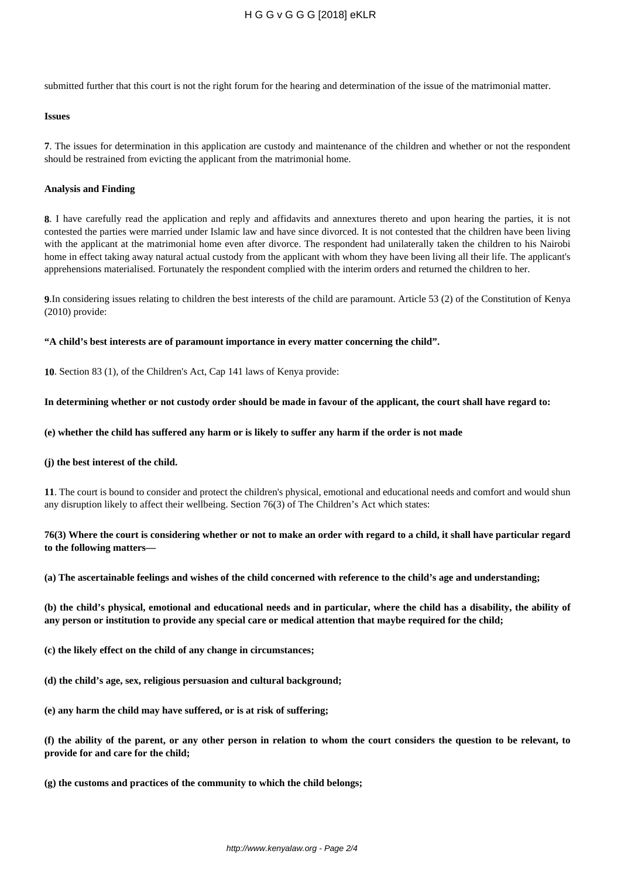submitted further that this court is not the right forum for the hearing and determination of the issue of the matrimonial matter.

**Issues**

**7**. The issues for determination in this application are custody and maintenance of the children and whether or not the respondent should be restrained from evicting the applicant from the matrimonial home.

**Analysis and Finding**

**8**. I have carefully read the application and reply and affidavits and annextures thereto and upon hearing the parties, it is not contested the parties were married under Islamic law and have since divorced. It is not contested that the children have been living with the applicant at the matrimonial home even after divorce. The respondent had unilaterally taken the children to his Nairobi home in effect taking away natural actual custody from the applicant with whom they have been living all their life. The applicant's apprehensions materialised. Fortunately the respondent complied with the interim orders and returned the children to her.

**9**.In considering issues relating to children the best interests of the child are paramount. Article 53 (2) of the Constitution of Kenya (2010) provide:

**"A child's best interests are of paramount importance in every matter concerning the child".**

**10**. Section 83 (1), of the Children's Act, Cap 141 laws of Kenya provide:

**In determining whether or not custody order should be made in favour of the applicant, the court shall have regard to:**

**(e) whether the child has suffered any harm or is likely to suffer any harm if the order is not made**

**(j) the best interest of the child.**

**11**. The court is bound to consider and protect the children's physical, emotional and educational needs and comfort and would shun any disruption likely to affect their wellbeing. Section 76(3) of The Children's Act which states:

**76(3) Where the court is considering whether or not to make an order with regard to a child, it shall have particular regard to the following matters—**

**(a) The ascertainable feelings and wishes of the child concerned with reference to the child's age and understanding;**

**(b) the child's physical, emotional and educational needs and in particular, where the child has a disability, the ability of any person or institution to provide any special care or medical attention that maybe required for the child;**

**(c) the likely effect on the child of any change in circumstances;**

**(d) the child's age, sex, religious persuasion and cultural background;**

**(e) any harm the child may have suffered, or is at risk of suffering;**

**(f) the ability of the parent, or any other person in relation to whom the court considers the question to be relevant, to provide for and care for the child;**

**(g) the customs and practices of the community to which the child belongs;**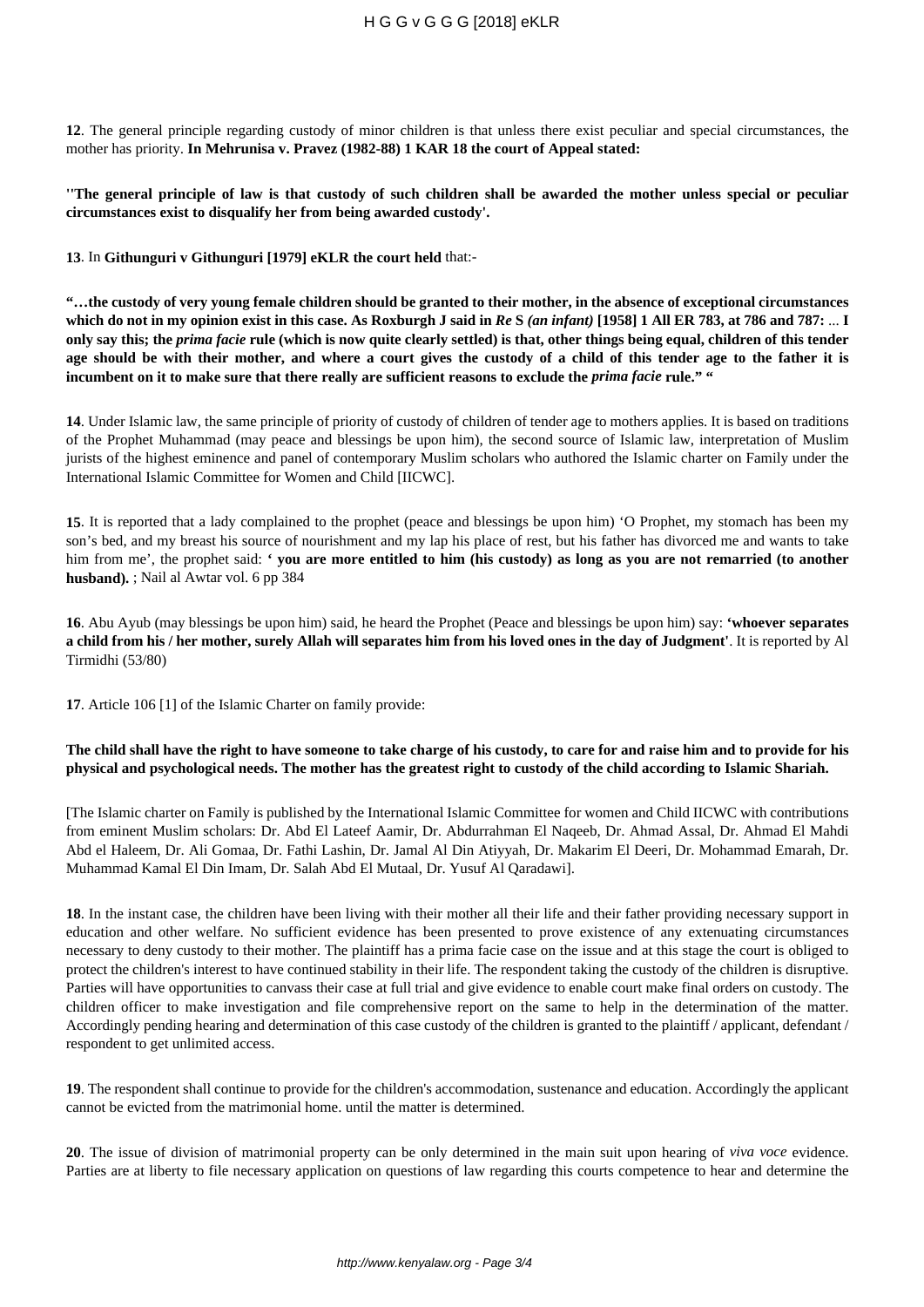**12**. The general principle regarding custody of minor children is that unless there exist peculiar and special circumstances, the mother has priority. **In Mehrunisa v. Pravez (1982-88) 1 KAR 18 the court of Appeal stated:**

**''The general principle of law is that custody of such children shall be awarded the mother unless special or peculiar circumstances exist to disqualify her from being awarded custody'.**

**13**. In **Githunguri v Githunguri [1979] eKLR the court held** that:-

**"…the custody of very young female children should be granted to their mother, in the absence of exceptional circumstances which do not in my opinion exist in this case. As Roxburgh J said in *Re* S *(an infant)* [1958] 1 All ER 783, at 786 and 787:** ... **I only say this; the *prima facie* rule (which is now quite clearly settled) is that, other things being equal, children of this tender age should be with their mother, and where a court gives the custody of a child of this tender age to the father it is incumbent on it to make sure that there really are sufficient reasons to exclude the *prima facie* rule." "**

**14**. Under Islamic law, the same principle of priority of custody of children of tender age to mothers applies. It is based on traditions of the Prophet Muhammad (may peace and blessings be upon him), the second source of Islamic law, interpretation of Muslim jurists of the highest eminence and panel of contemporary Muslim scholars who authored the Islamic charter on Family under the International Islamic Committee for Women and Child [IICWC].

**15**. It is reported that a lady complained to the prophet (peace and blessings be upon him) 'O Prophet, my stomach has been my son's bed, and my breast his source of nourishment and my lap his place of rest, but his father has divorced me and wants to take him from me', the prophet said: **' you are more entitled to him (his custody) as long as you are not remarried (to another husband).** ; Nail al Awtar vol. 6 pp 384

**16**. Abu Ayub (may blessings be upon him) said, he heard the Prophet (Peace and blessings be upon him) say: **'whoever separates a child from his / her mother, surely Allah will separates him from his loved ones in the day of Judgment'**. It is reported by Al Tirmidhi (53/80)

**17**. Article 106 [1] of the Islamic Charter on family provide:

**The child shall have the right to have someone to take charge of his custody, to care for and raise him and to provide for his physical and psychological needs. The mother has the greatest right to custody of the child according to Islamic Shariah.**

[The Islamic charter on Family is published by the International Islamic Committee for women and Child IICWC with contributions from eminent Muslim scholars: Dr. Abd El Lateef Aamir, Dr. Abdurrahman El Naqeeb, Dr. Ahmad Assal, Dr. Ahmad El Mahdi Abd el Haleem, Dr. Ali Gomaa, Dr. Fathi Lashin, Dr. Jamal Al Din Atiyyah, Dr. Makarim El Deeri, Dr. Mohammad Emarah, Dr. Muhammad Kamal El Din Imam, Dr. Salah Abd El Mutaal, Dr. Yusuf Al Qaradawi].

**18**. In the instant case, the children have been living with their mother all their life and their father providing necessary support in education and other welfare. No sufficient evidence has been presented to prove existence of any extenuating circumstances necessary to deny custody to their mother. The plaintiff has a prima facie case on the issue and at this stage the court is obliged to protect the children's interest to have continued stability in their life. The respondent taking the custody of the children is disruptive. Parties will have opportunities to canvass their case at full trial and give evidence to enable court make final orders on custody. The children officer to make investigation and file comprehensive report on the same to help in the determination of the matter. Accordingly pending hearing and determination of this case custody of the children is granted to the plaintiff / applicant, defendant / respondent to get unlimited access.

**19**. The respondent shall continue to provide for the children's accommodation, sustenance and education. Accordingly the applicant cannot be evicted from the matrimonial home. until the matter is determined.

**20**. The issue of division of matrimonial property can be only determined in the main suit upon hearing of *viva voce* evidence. Parties are at liberty to file necessary application on questions of law regarding this courts competence to hear and determine the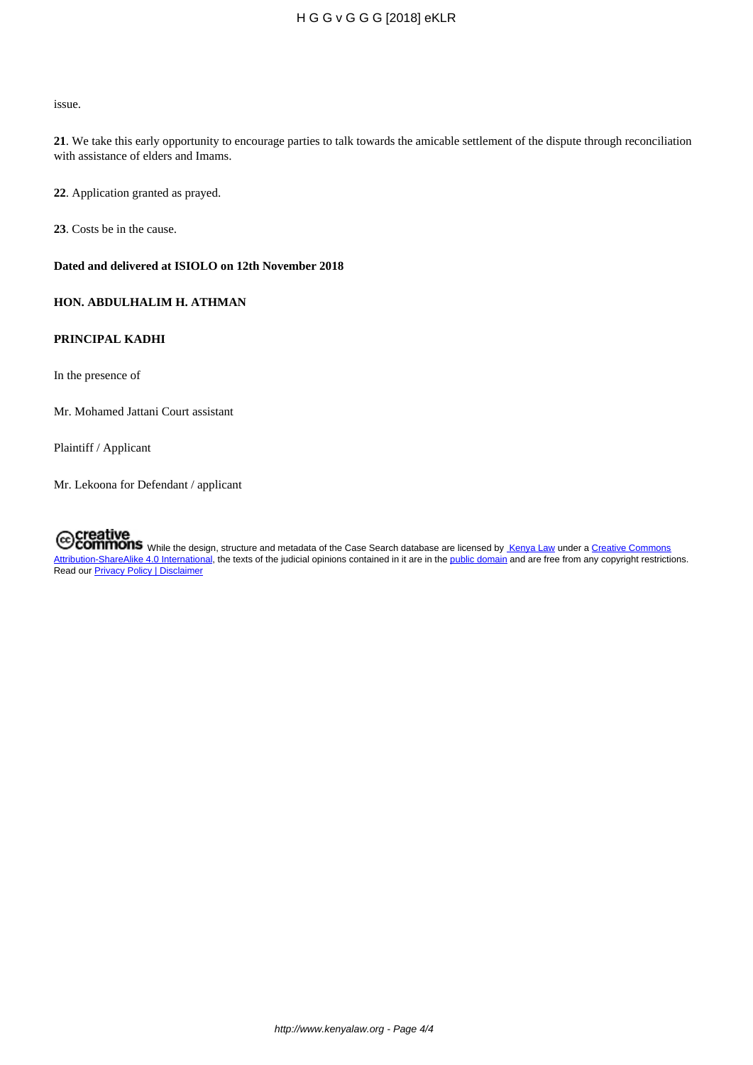issue.

**21**. We take this early opportunity to encourage parties to talk towards the amicable settlement of the dispute through reconciliation with assistance of elders and Imams.

**22**. Application granted as prayed.

**23**. Costs be in the cause.

**Dated and delivered at ISIOLO on 12th November 2018**

**HON. ABDULHALIM H. ATHMAN**

**PRINCIPAL KADHI**

In the presence of

Mr. Mohamed Jattani Court assistant

Plaintiff / Applicant

Mr. Lekoona for Defendant / applicant

While the design, structure and metadata of the Case Search database are licensed by Kenya Law under a Creative Commons Attribution-ShareAlike 4.0 International, the texts of the judicial opinions contained in it are in the public domain and are free from any copyright restrictions. Read our Privacy Policy | Disclaimer